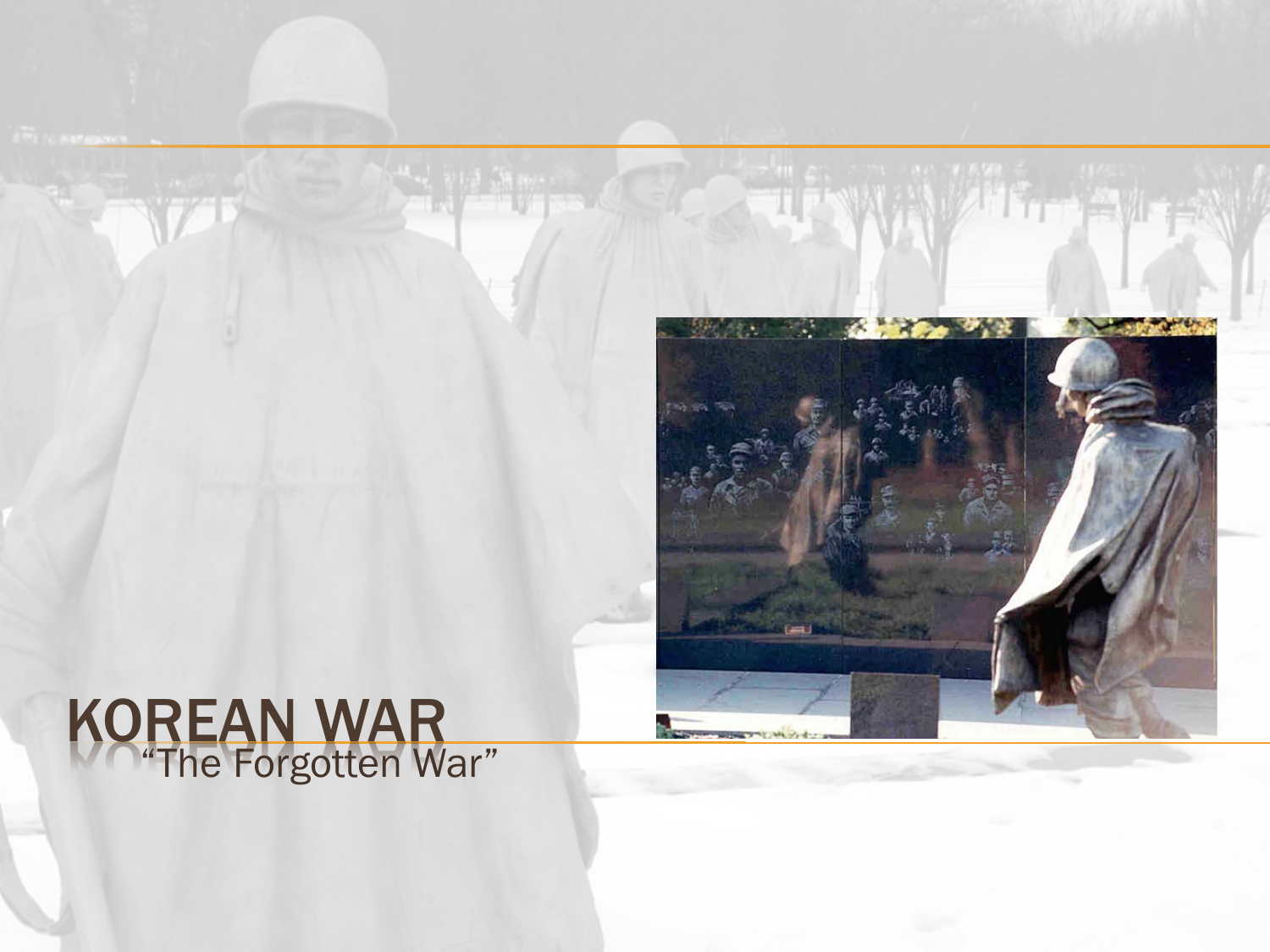# KOREAN WAR

"The Forgotten War"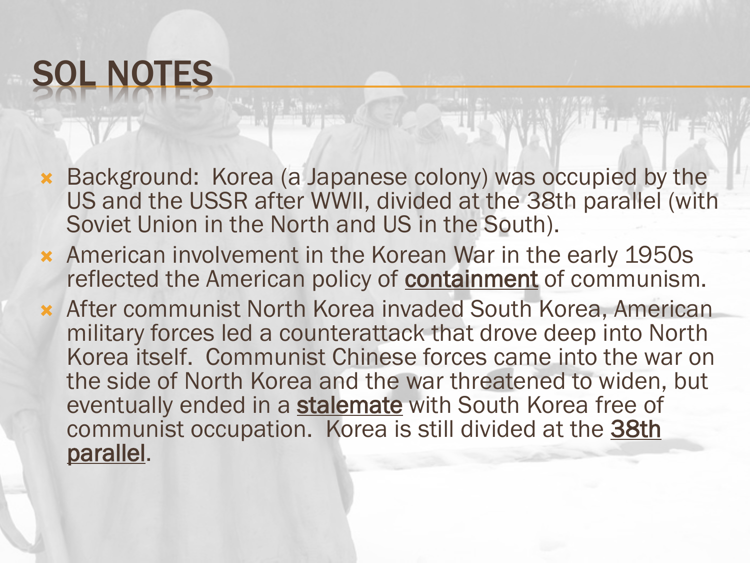# SOL NOTES

- Background: Korea (a Japanese colony) was occupied by the US and the USSR after WWII, divided at the 38th parallel (with Soviet Union in the North and US in the South).
- American involvement in the Korean War in the early 1950s reflected the American policy of <u>containment</u> of communism.
- After communist North Korea invaded South Korea, American military forces led a counterattack that drove deep into North Korea itself. Communist Chinese forces came into the war on the side of North Korea and the war threatened to widen, but eventually ended in a <u>stalemate</u> with South Korea free of communist occupation. Korea is still divided at the <u>38th parallel</u>.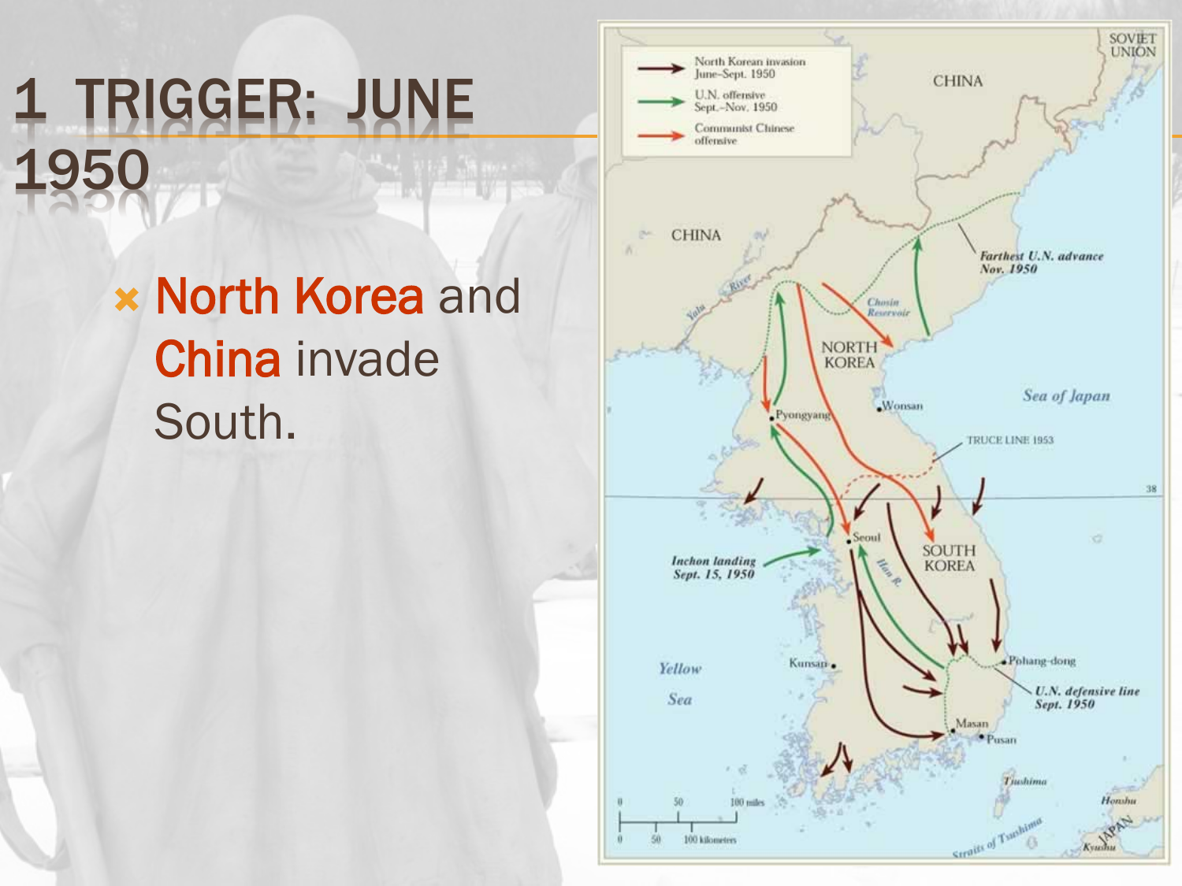# 1 TRIGGER: JUNE 1950

- North Korea and China invade South.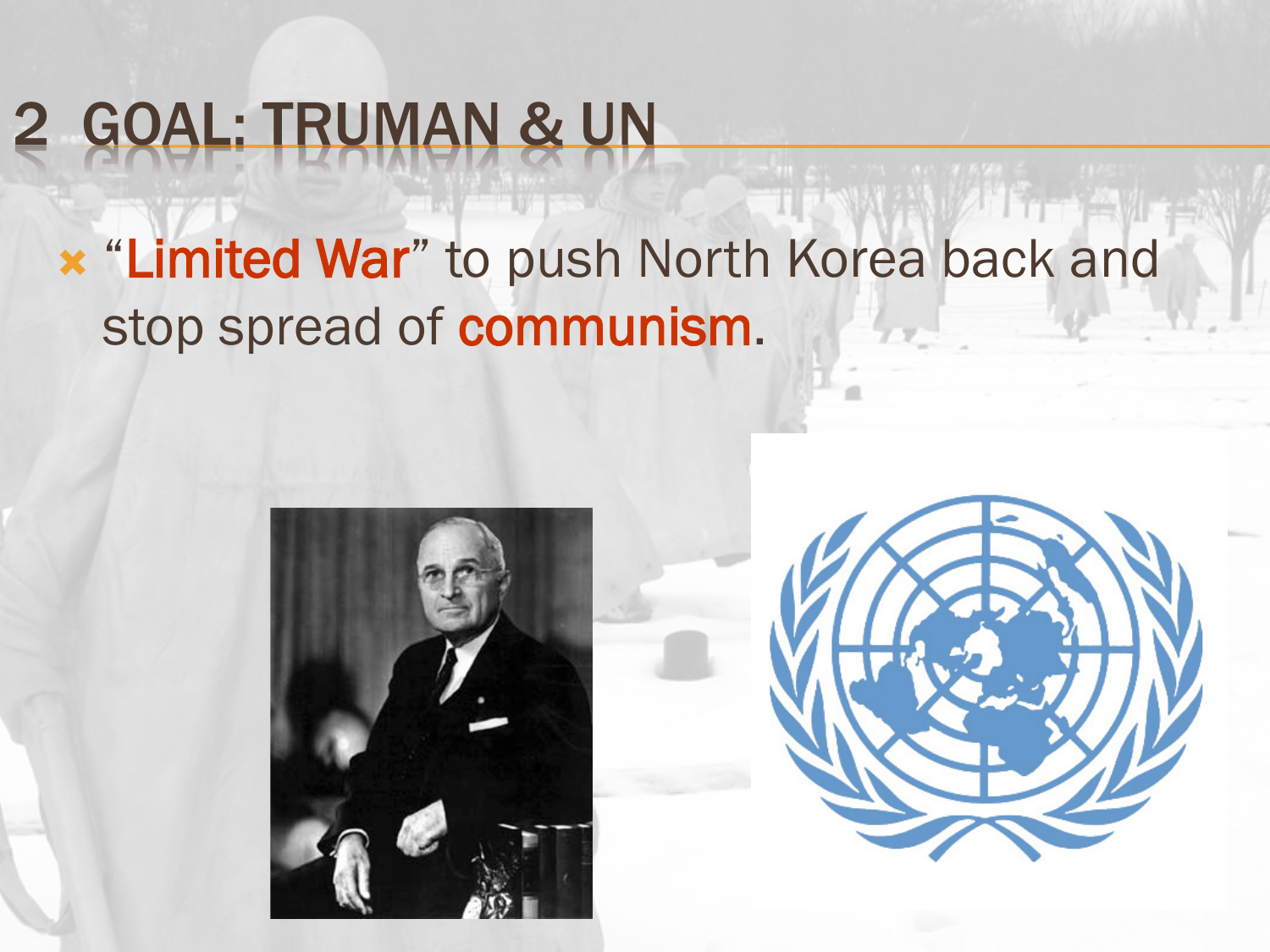# 2 GOAL: TRUMAN & UN

- "**Limited War**" to push North Korea back and stop spread of **communism**.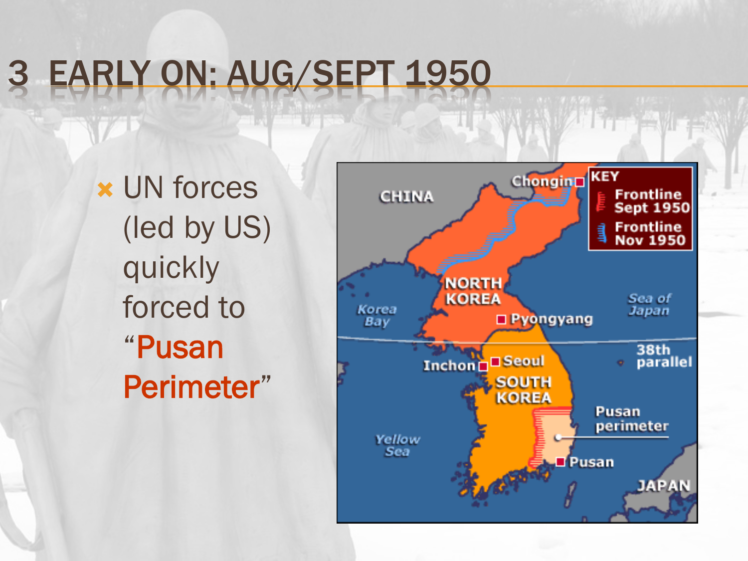# 3 EARLY ON: AUG/SEPT 1950

- UN forces (led by US) quickly forced to "**Pusan Perimeter**"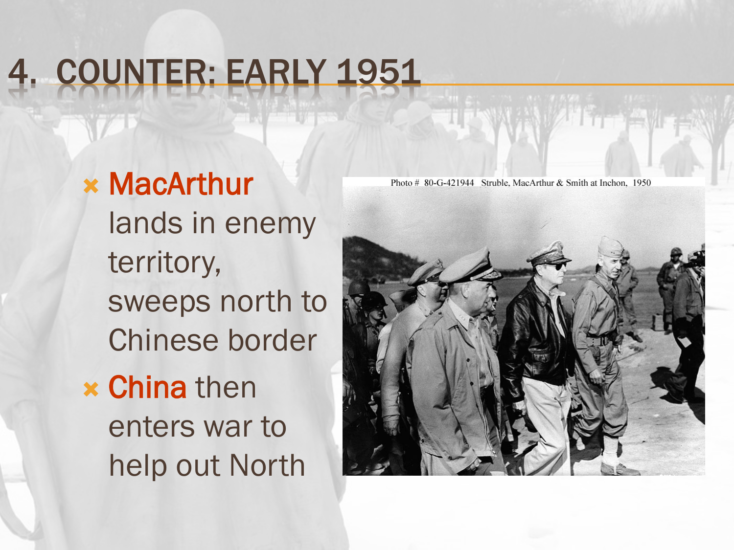# 4. COUNTER: EARLY 1951

- MacArthur lands in enemy territory, sweeps north to Chinese border
- China then enters war to help out North

Photo # 80-G-421944 Struble, MacArthur & Smith at Inchon, 1950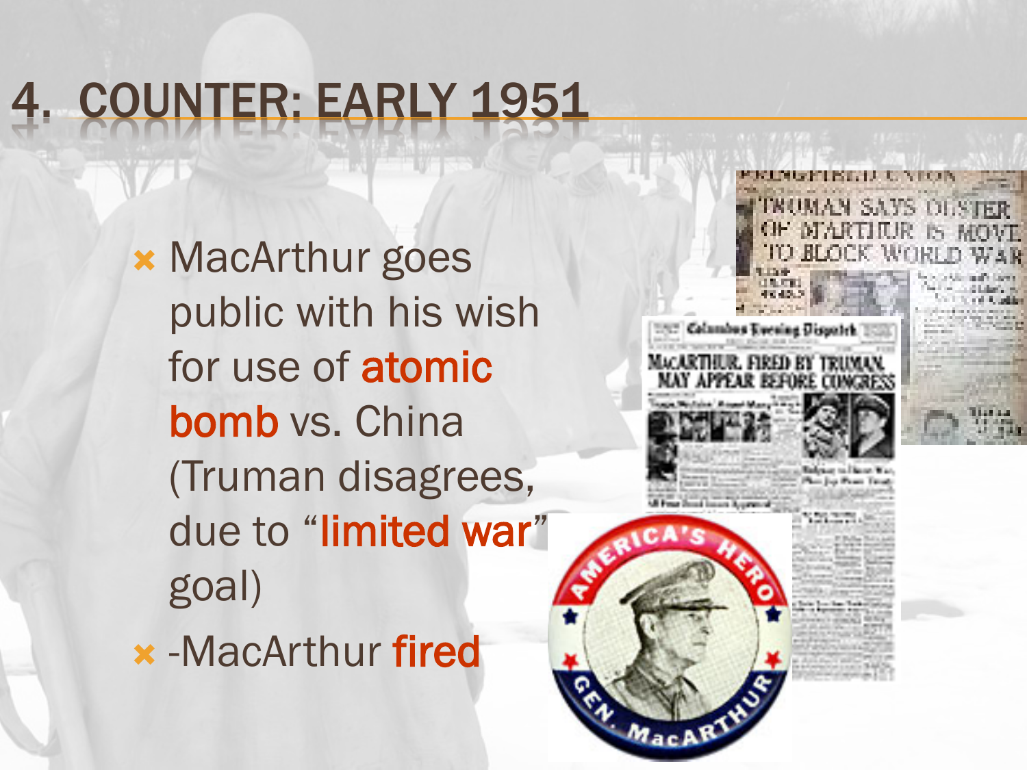# 4. COUNTER: EARLY 1951

- MacArthur goes public with his wish for use of **atomic bomb** vs. China (Truman disagrees, due to "**limited war**" goal)
- -MacArthur **fired**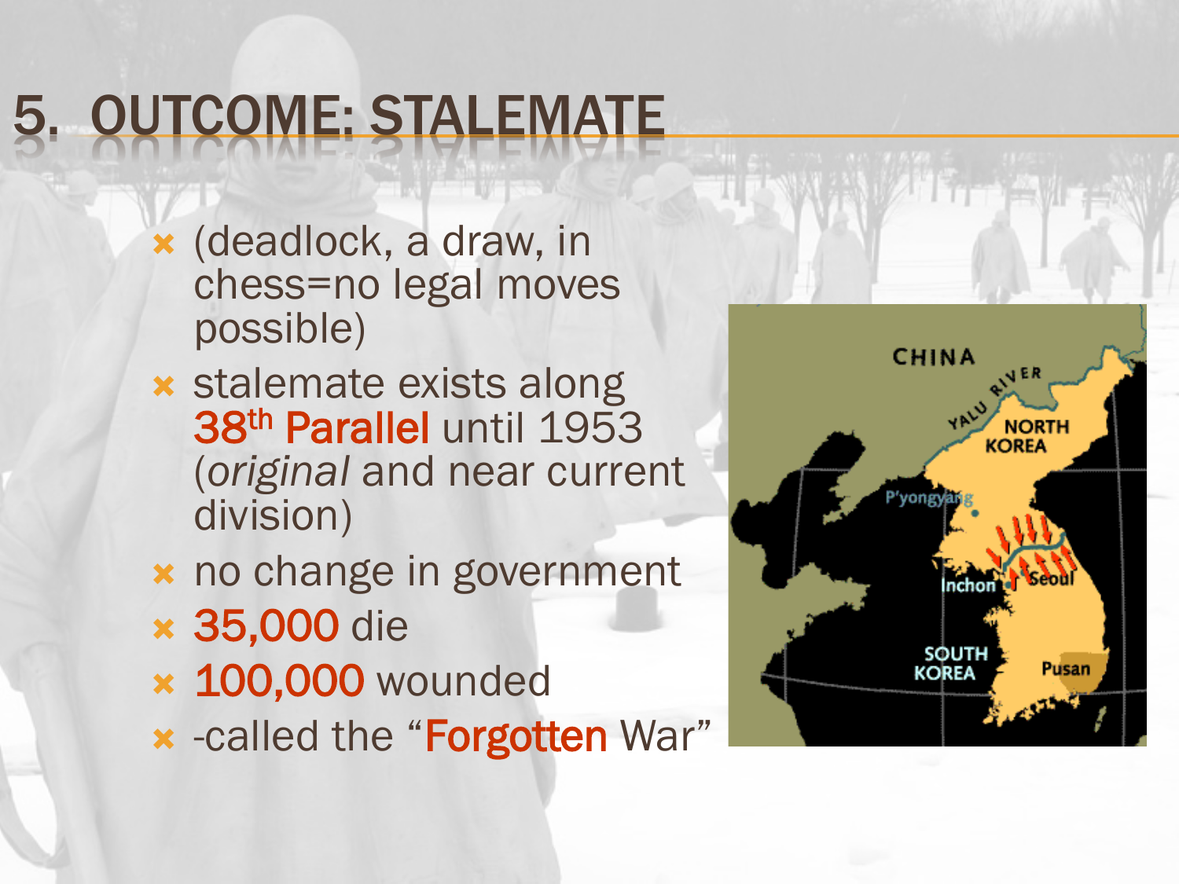# 5. OUTCOME: STALEMATE

- (deadlock, a draw, in chess=no legal moves possible)
- stalemate exists along 38th Parallel until 1953 (*original* and near current division)
- no change in government
- 35,000 die
- 100,000 wounded
- -called the "Forgotten War"